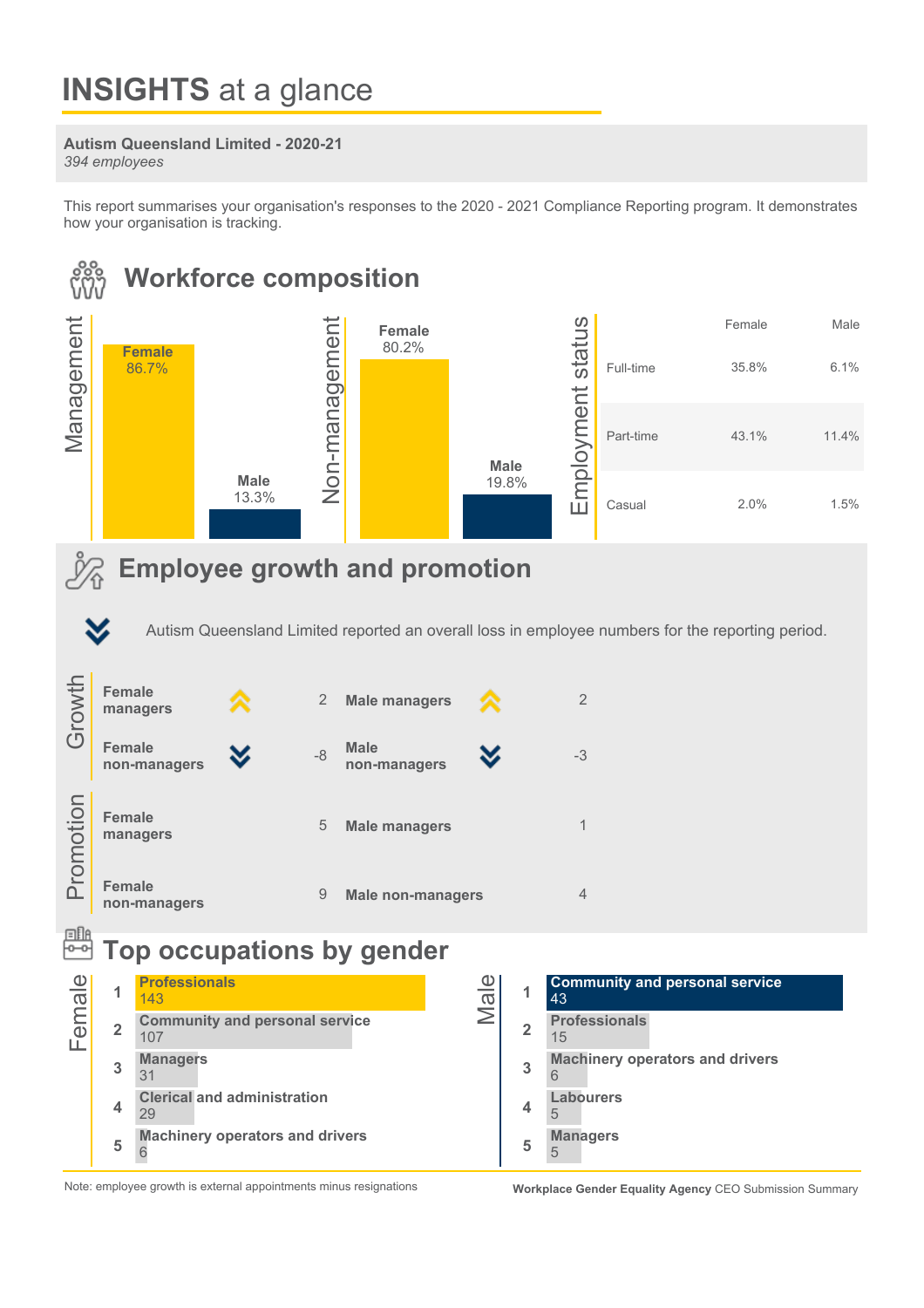# INSIGHTS at a glance

**Autism Queensland Limited - 2020-21**
*394 employees*

This report summarises your organisation's responses to the 2020 - 2021 Compliance Reporting program. It demonstrates how your organisation is tracking.

## Workforce composition

**Management**

| | Female | Male |
|---|---|---|
| Management | 86.7% | 13.3% |

**Non-management**

| | Female | Male |
|---|---|---|
| Non-management | 80.2% | 19.8% |

**Employment status**

| | Female | Male |
|---|---|---|
| Full-time | 35.8% | 6.1% |
| Part-time | 43.1% | 11.4% |
| Casual | 2.0% | 1.5% |

## Employee growth and promotion

Autism Queensland Limited reported an overall loss in employee numbers for the reporting period.

**Growth**

| | | | |
|---|---|---|---|
| Female managers | 2 | Male managers | 2 |
| Female non-managers | -8 | Male non-managers | -3 |

**Promotion**

| | | | |
|---|---|---|---|
| Female managers | 5 | Male managers | 1 |
| Female non-managers | 9 | Male non-managers | 4 |

## Top occupations by gender

**Female**

| Rank | Occupation | Number |
|---|---|---|
| 1 | Professionals | 143 |
| 2 | Community and personal service | 107 |
| 3 | Managers | 31 |
| 4 | Clerical and administration | 29 |
| 5 | Machinery operators and drivers | 6 |

**Male**

| Rank | Occupation | Number |
|---|---|---|
| 1 | Community and personal service | 43 |
| 2 | Professionals | 15 |
| 3 | Machinery operators and drivers | 6 |
| 4 | Labourers | 5 |
| 5 | Managers | 5 |

Note: employee growth is external appointments minus resignations

**Workplace Gender Equality Agency** CEO Submission Summary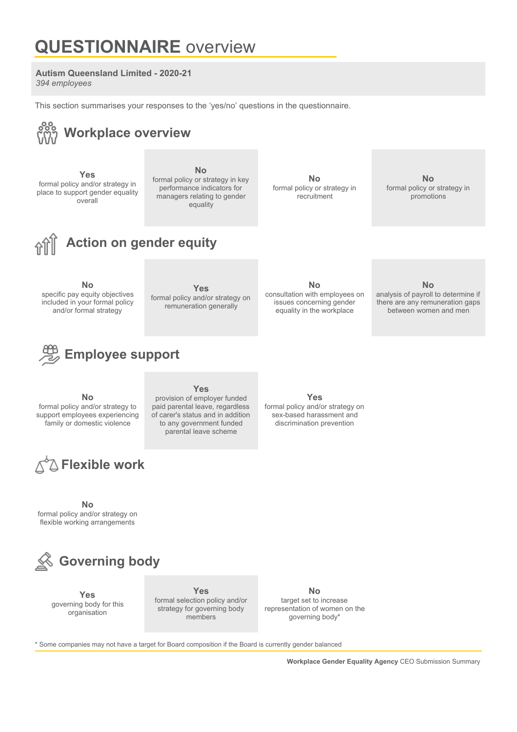# **QUESTIONNAIRE** overview

**Autism Queensland Limited - 2020-21**
*394 employees*

This section summarises your responses to the 'yes/no' questions in the questionnaire.

## Workplace overview

**Yes**
formal policy and/or strategy in place to support gender equality overall

**No**
formal policy or strategy in key performance indicators for managers relating to gender equality

**No**
formal policy or strategy in recruitment

**No**
formal policy or strategy in promotions

## Action on gender equity

**No**
specific pay equity objectives included in your formal policy and/or formal strategy

**Yes**
formal policy and/or strategy on remuneration generally

**No**
consultation with employees on issues concerning gender equality in the workplace

**No**
analysis of payroll to determine if there are any remuneration gaps between women and men

## Employee support

**No**
formal policy and/or strategy to support employees experiencing family or domestic violence

**Yes**
provision of employer funded paid parental leave, regardless of carer's status and in addition to any government funded parental leave scheme

**Yes**
formal policy and/or strategy on sex-based harassment and discrimination prevention

## Flexible work

**No**
formal policy and/or strategy on flexible working arrangements

## Governing body

**Yes**
governing body for this organisation

**Yes**
formal selection policy and/or strategy for governing body members

**No**
target set to increase representation of women on the governing body*

* Some companies may not have a target for Board composition if the Board is currently gender balanced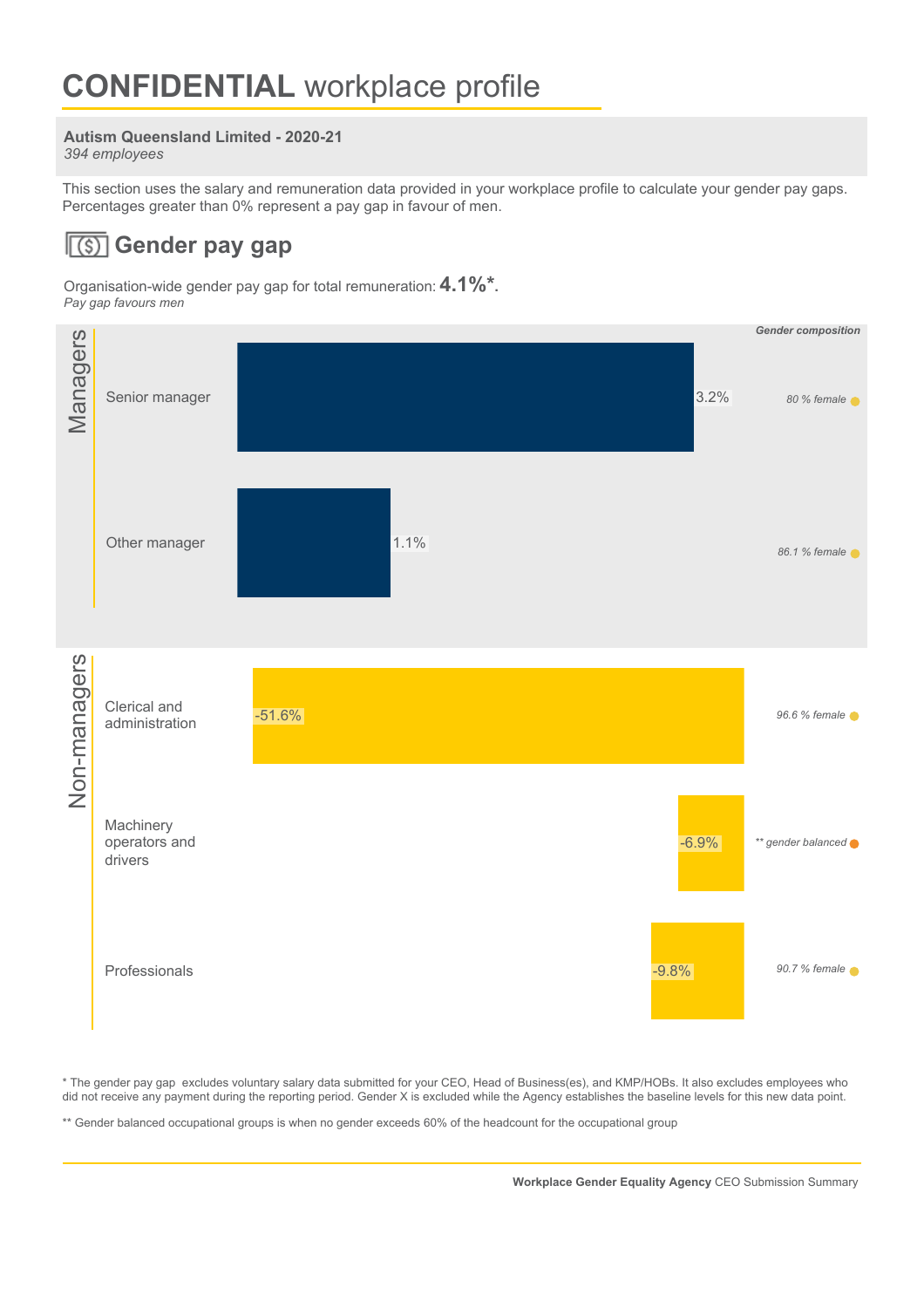# **CONFIDENTIAL** workplace profile

**Autism Queensland Limited - 2020-21**
*394 employees*

This section uses the salary and remuneration data provided in your workplace profile to calculate your gender pay gaps. Percentages greater than 0% represent a pay gap in favour of men.

## Gender pay gap

Organisation-wide gender pay gap for total remuneration: **4.1%***.
*Pay gap favours men*

*Gender composition*

Managers

Senior manager
3.2%
*80 % female*

Other manager
1.1%
*86.1 % female*

Non-managers

Clerical and administration
-51.6%
*96.6 % female*

Machinery operators and drivers
-6.9%
*** gender balanced*

Professionals
-9.8%
*90.7 % female*

\* The gender pay gap excludes voluntary salary data submitted for your CEO, Head of Business(es), and KMP/HOBs. It also excludes employees who did not receive any payment during the reporting period. Gender X is excluded while the Agency establishes the baseline levels for this new data point.

** Gender balanced occupational groups is when no gender exceeds 60% of the headcount for the occupational group